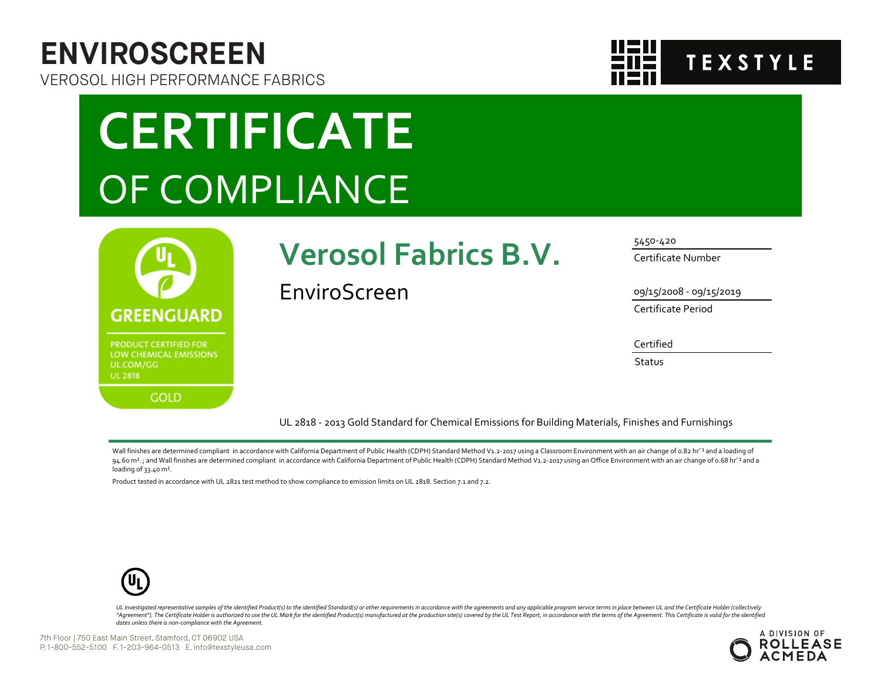# ENVIROSCREEN

VEROSOL HIGH PERFORMANCE FABRICS

TEXSTYLE

# CERTIFICATE

## OF COMPLIANCE

GREENGUARD

PRODUCT CERTIFIED FOR LOW CHEMICAL EMISSIONS
UL.COM/GG
UL 2818

GOLD

## Verosol Fabrics B.V.

EnviroScreen

5450-420
Certificate Number

09/15/2008 - 09/15/2019
Certificate Period

Certified
Status

UL 2818 - 2013 Gold Standard for Chemical Emissions for Building Materials, Finishes and Furnishings

Wall finishes are determined compliant in accordance with California Department of Public Health (CDPH) Standard Method V1.2-2017 using a Classroom Environment with an air change of 0.82 $hr^{-1}$ and a loading of 94.60 $m^2$. ; and Wall finishes are determined compliant in accordance with California Department of Public Health (CDPH) Standard Method V1.2-2017 using an Office Environment with an air change of 0.68 $hr^{-1}$ and a loading of 33.40 $m^2$.

Product tested in accordance with UL 2821 test method to show compliance to emission limits on UL 2818. Section 7.1 and 7.2.

*UL investigated representative samples of the identified Product(s) to the identified Standard(s) or other requirements in accordance with the agreements and any applicable program service terms in place between UL and the Certificate Holder (collectively "Agreement"). The Certificate Holder is authorized to use the UL Mark for the identified Product(s) manufactured at the production site(s) covered by the UL Test Report, in accordance with the terms of the Agreement. This Certificate is valid for the identified dates unless there is non-compliance with the Agreement.*

7th Floor | 750 East Main Street, Stamford, CT 06902 USA
P. 1-800-552-5100 F. 1-203-964-0513 E. info@texstyleusa.com

A DIVISION OF ROLLEASE ACMEDA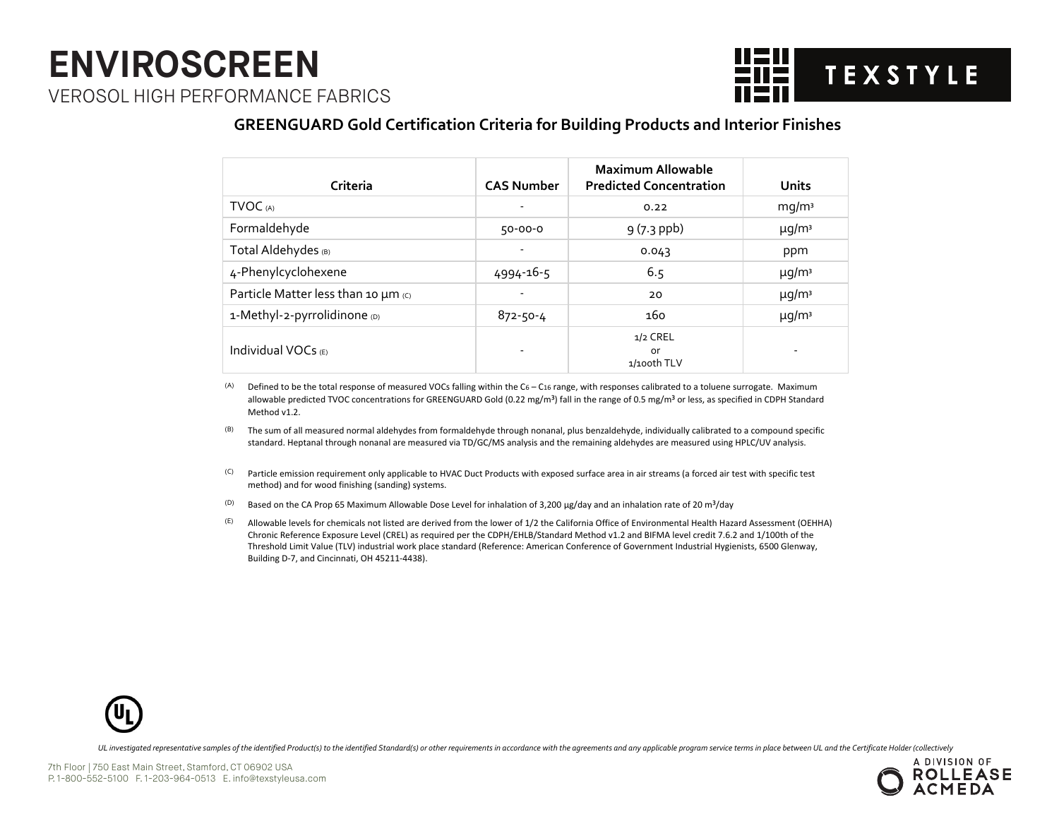# ENVIROSCREEN

VEROSOL HIGH PERFORMANCE FABRICS

TEXSTYLE

## GREENGUARD Gold Certification Criteria for Building Products and Interior Finishes

| Criteria | CAS Number | Maximum Allowable Predicted Concentration | Units |
|---|---|---|---|
| TVOC (A) | - | 0.22 | mg/m³ |
| Formaldehyde | 50-00-0 | 9 (7.3 ppb) | μg/m³ |
| Total Aldehydes (B) | - | 0.043 | ppm |
| 4-Phenylcyclohexene | 4994-16-5 | 6.5 | μg/m³ |
| Particle Matter less than 10 μm (C) | - | 20 | μg/m³ |
| 1-Methyl-2-pyrrolidinone (D) | 872-50-4 | 160 | μg/m³ |
| Individual VOCs (E) | - | 1/2 CREL or 1/100th TLV | - |

(A) Defined to be the total response of measured VOCs falling within the $C_6$ – $C_{16}$ range, with responses calibrated to a toluene surrogate. Maximum allowable predicted TVOC concentrations for GREENGUARD Gold (0.22 mg/m³) fall in the range of 0.5 mg/m³ or less, as specified in CDPH Standard Method v1.2.

(B) The sum of all measured normal aldehydes from formaldehyde through nonanal, plus benzaldehyde, individually calibrated to a compound specific standard. Heptanal through nonanal are measured via TD/GC/MS analysis and the remaining aldehydes are measured using HPLC/UV analysis.

(C) Particle emission requirement only applicable to HVAC Duct Products with exposed surface area in air streams (a forced air test with specific test method) and for wood finishing (sanding) systems.

(D) Based on the CA Prop 65 Maximum Allowable Dose Level for inhalation of 3,200 μg/day and an inhalation rate of 20 m³/day

(E) Allowable levels for chemicals not listed are derived from the lower of 1/2 the California Office of Environmental Health Hazard Assessment (OEHHA) Chronic Reference Exposure Level (CREL) as required per the CDPH/EHLB/Standard Method v1.2 and BIFMA level credit 7.6.2 and 1/100th of the Threshold Limit Value (TLV) industrial work place standard (Reference: American Conference of Government Industrial Hygienists, 6500 Glenway, Building D-7, and Cincinnati, OH 45211-4438).

*UL investigated representative samples of the identified Product(s) to the identified Standard(s) or other requirements in accordance with the agreements and any applicable program service terms in place between UL and the Certificate Holder (collectively*

7th Floor | 750 East Main Street, Stamford, CT 06902 USA
P. 1-800-552-5100 F. 1-203-964-0513 E. info@texstyleusa.com

A DIVISION OF ROLLEASE ACMEDA